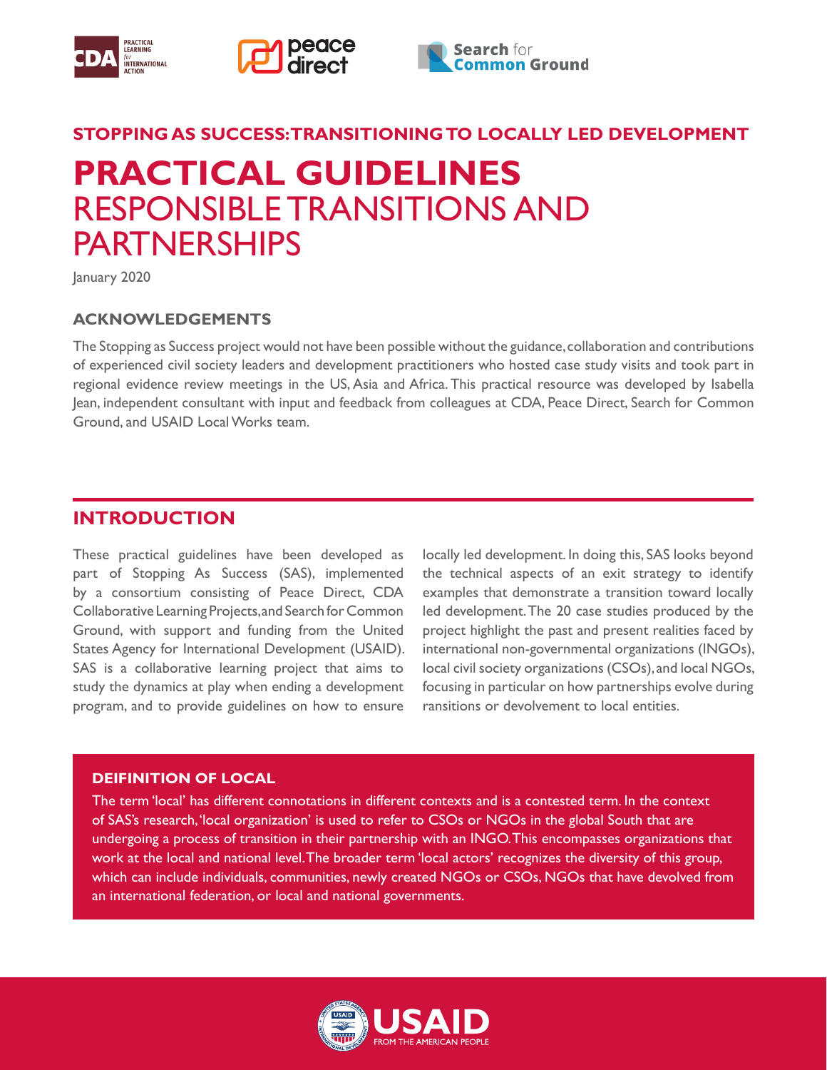STOPPING AS SUCCESS: TRANSITIONING TO LOCALLY LED DEVELOPMENT

# PRACTICAL GUIDELINES
# RESPONSIBLE TRANSITIONS AND PARTNERSHIPS

January 2020

### ACKNOWLEDGEMENTS

The Stopping as Success project would not have been possible without the guidance, collaboration and contributions of experienced civil society leaders and development practitioners who hosted case study visits and took part in regional evidence review meetings in the US, Asia and Africa. This practical resource was developed by Isabella Jean, independent consultant with input and feedback from colleagues at CDA, Peace Direct, Search for Common Ground, and USAID Local Works team.

## INTRODUCTION

These practical guidelines have been developed as part of Stopping As Success (SAS), implemented by a consortium consisting of Peace Direct, CDA Collaborative Learning Projects, and Search for Common Ground, with support and funding from the United States Agency for International Development (USAID). SAS is a collaborative learning project that aims to study the dynamics at play when ending a development program, and to provide guidelines on how to ensure locally led development. In doing this, SAS looks beyond the technical aspects of an exit strategy to identify examples that demonstrate a transition toward locally led development. The 20 case studies produced by the project highlight the past and present realities faced by international non-governmental organizations (INGOs), local civil society organizations (CSOs), and local NGOs, focusing in particular on how partnerships evolve during ransitions or devolvement to local entities.

### DEIFINITION OF LOCAL

The term 'local' has different connotations in different contexts and is a contested term. In the context of SAS's research, 'local organization' is used to refer to CSOs or NGOs in the global South that are undergoing a process of transition in their partnership with an INGO. This encompasses organizations that work at the local and national level. The broader term 'local actors' recognizes the diversity of this group, which can include individuals, communities, newly created NGOs or CSOs, NGOs that have devolved from an international federation, or local and national governments.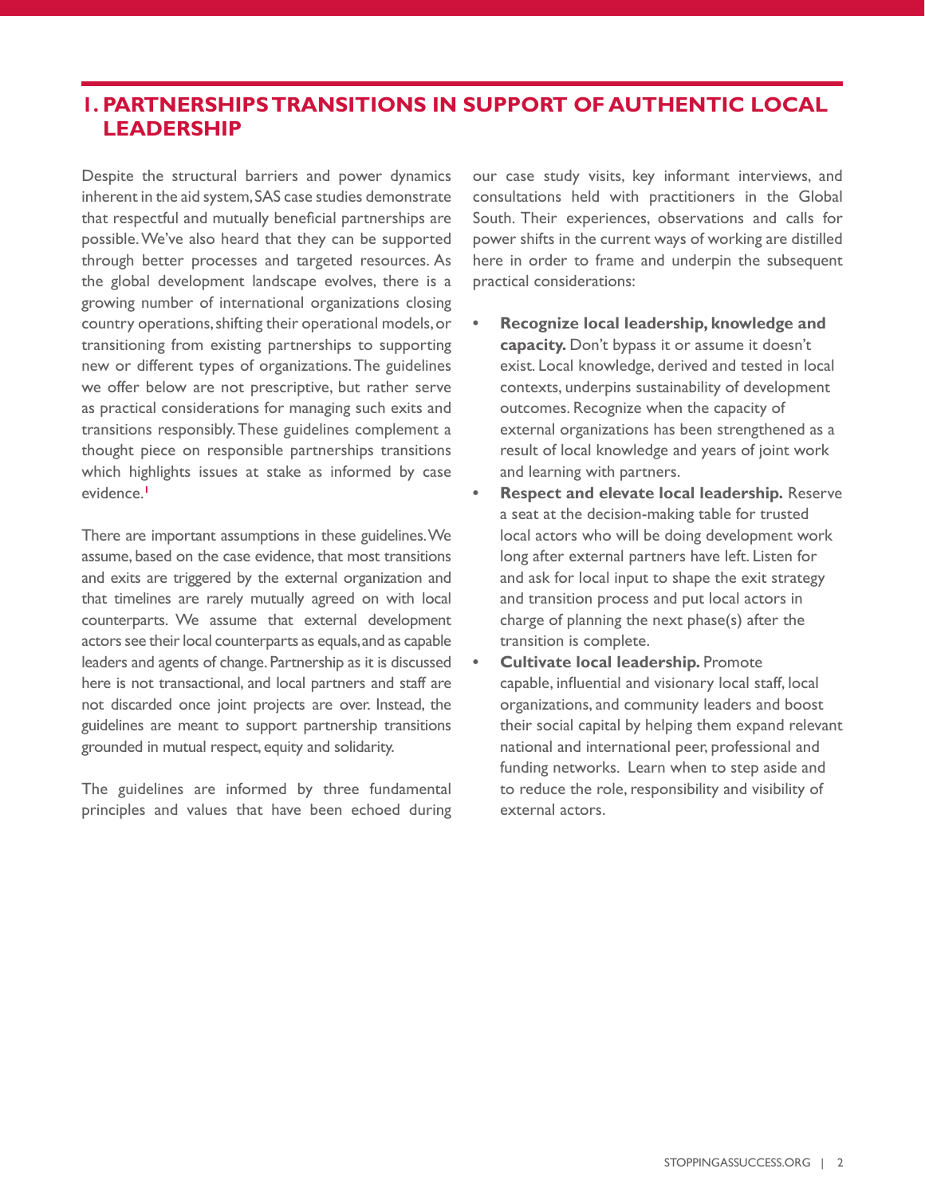## 1. PARTNERSHIPS TRANSITIONS IN SUPPORT OF AUTHENTIC LOCAL LEADERSHIP

Despite the structural barriers and power dynamics inherent in the aid system, SAS case studies demonstrate that respectful and mutually beneficial partnerships are possible. We've also heard that they can be supported through better processes and targeted resources. As the global development landscape evolves, there is a growing number of international organizations closing country operations, shifting their operational models, or transitioning from existing partnerships to supporting new or different types of organizations. The guidelines we offer below are not prescriptive, but rather serve as practical considerations for managing such exits and transitions responsibly. These guidelines complement a thought piece on responsible partnerships transitions which highlights issues at stake as informed by case evidence.[1]

There are important assumptions in these guidelines. We assume, based on the case evidence, that most transitions and exits are triggered by the external organization and that timelines are rarely mutually agreed on with local counterparts. We assume that external development actors see their local counterparts as equals, and as capable leaders and agents of change. Partnership as it is discussed here is not transactional, and local partners and staff are not discarded once joint projects are over. Instead, the guidelines are meant to support partnership transitions grounded in mutual respect, equity and solidarity.

The guidelines are informed by three fundamental principles and values that have been echoed during our case study visits, key informant interviews, and consultations held with practitioners in the Global South. Their experiences, observations and calls for power shifts in the current ways of working are distilled here in order to frame and underpin the subsequent practical considerations:

- **Recognize local leadership, knowledge and capacity.** Don't bypass it or assume it doesn't exist. Local knowledge, derived and tested in local contexts, underpins sustainability of development outcomes. Recognize when the capacity of external organizations has been strengthened as a result of local knowledge and years of joint work and learning with partners.
- **Respect and elevate local leadership.** Reserve a seat at the decision-making table for trusted local actors who will be doing development work long after external partners have left. Listen for and ask for local input to shape the exit strategy and transition process and put local actors in charge of planning the next phase(s) after the transition is complete.
- **Cultivate local leadership.** Promote capable, influential and visionary local staff, local organizations, and community leaders and boost their social capital by helping them expand relevant national and international peer, professional and funding networks. Learn when to step aside and to reduce the role, responsibility and visibility of external actors.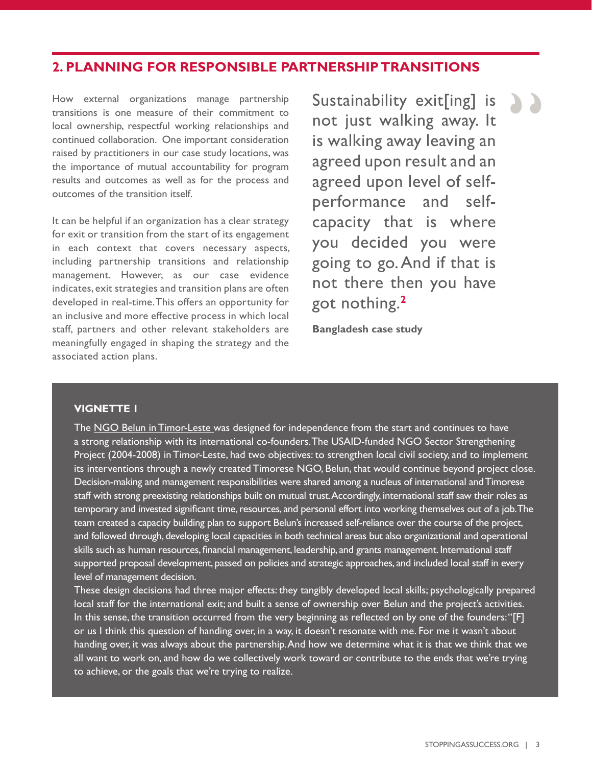## 2. PLANNING FOR RESPONSIBLE PARTNERSHIP TRANSITIONS

How external organizations manage partnership transitions is one measure of their commitment to local ownership, respectful working relationships and continued collaboration. One important consideration raised by practitioners in our case study locations, was the importance of mutual accountability for program results and outcomes as well as for the process and outcomes of the transition itself.

It can be helpful if an organization has a clear strategy for exit or transition from the start of its engagement in each context that covers necessary aspects, including partnership transitions and relationship management. However, as our case evidence indicates, exit strategies and transition plans are often developed in real-time. This offers an opportunity for an inclusive and more effective process in which local staff, partners and other relevant stakeholders are meaningfully engaged in shaping the strategy and the associated action plans.

> Sustainability exit[ing] is not just walking away. It is walking away leaving an agreed upon result and an agreed upon level of self-performance and self-capacity that is where you decided you were going to go. And if that is not there then you have got nothing.[2]
>
> **Bangladesh case study**

**VIGNETTE 1**

The NGO Belun in Timor-Leste was designed for independence from the start and continues to have a strong relationship with its international co-founders. The USAID-funded NGO Sector Strengthening Project (2004-2008) in Timor-Leste, had two objectives: to strengthen local civil society, and to implement its interventions through a newly created Timorese NGO, Belun, that would continue beyond project close. Decision-making and management responsibilities were shared among a nucleus of international and Timorese staff with strong preexisting relationships built on mutual trust. Accordingly, international staff saw their roles as temporary and invested significant time, resources, and personal effort into working themselves out of a job. The team created a capacity building plan to support Belun's increased self-reliance over the course of the project, and followed through, developing local capacities in both technical areas but also organizational and operational skills such as human resources, financial management, leadership, and grants management. International staff supported proposal development, passed on policies and strategic approaches, and included local staff in every level of management decision.

These design decisions had three major effects: they tangibly developed local skills; psychologically prepared local staff for the international exit; and built a sense of ownership over Belun and the project's activities. In this sense, the transition occurred from the very beginning as reflected on by one of the founders: "[F]or us I think this question of handing over, in a way, it doesn't resonate with me. For me it wasn't about handing over, it was always about the partnership. And how we determine what it is that we think that we all want to work on, and how do we collectively work toward or contribute to the ends that we're trying to achieve, or the goals that we're trying to realize.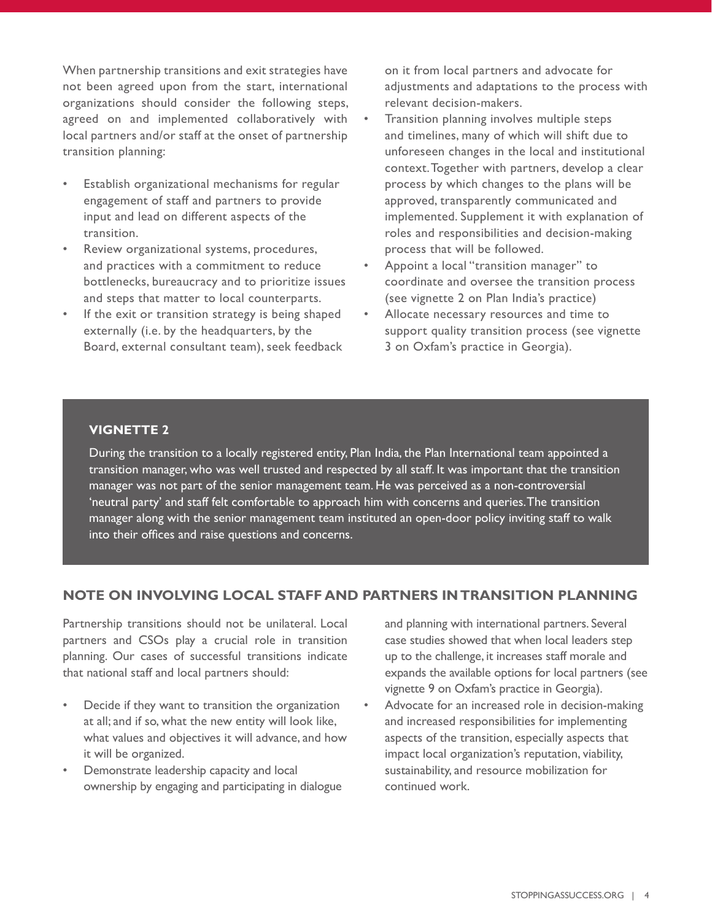When partnership transitions and exit strategies have not been agreed upon from the start, international organizations should consider the following steps, agreed on and implemented collaboratively with local partners and/or staff at the onset of partnership transition planning:

- Establish organizational mechanisms for regular engagement of staff and partners to provide input and lead on different aspects of the transition.
- Review organizational systems, procedures, and practices with a commitment to reduce bottlenecks, bureaucracy and to prioritize issues and steps that matter to local counterparts.
- If the exit or transition strategy is being shaped externally (i.e. by the headquarters, by the Board, external consultant team), seek feedback on it from local partners and advocate for adjustments and adaptations to the process with relevant decision-makers.
- Transition planning involves multiple steps and timelines, many of which will shift due to unforeseen changes in the local and institutional context. Together with partners, develop a clear process by which changes to the plans will be approved, transparently communicated and implemented. Supplement it with explanation of roles and responsibilities and decision-making process that will be followed.
- Appoint a local "transition manager" to coordinate and oversee the transition process (see vignette 2 on Plan India's practice)
- Allocate necessary resources and time to support quality transition process (see vignette 3 on Oxfam's practice in Georgia).

> **VIGNETTE 2**
>
> During the transition to a locally registered entity, Plan India, the Plan International team appointed a transition manager, who was well trusted and respected by all staff. It was important that the transition manager was not part of the senior management team. He was perceived as a non-controversial 'neutral party' and staff felt comfortable to approach him with concerns and queries. The transition manager along with the senior management team instituted an open-door policy inviting staff to walk into their offices and raise questions and concerns.

## NOTE ON INVOLVING LOCAL STAFF AND PARTNERS IN TRANSITION PLANNING

Partnership transitions should not be unilateral. Local partners and CSOs play a crucial role in transition planning. Our cases of successful transitions indicate that national staff and local partners should:

- Decide if they want to transition the organization at all; and if so, what the new entity will look like, what values and objectives it will advance, and how it will be organized.
- Demonstrate leadership capacity and local ownership by engaging and participating in dialogue and planning with international partners. Several case studies showed that when local leaders step up to the challenge, it increases staff morale and expands the available options for local partners (see vignette 9 on Oxfam's practice in Georgia).
- Advocate for an increased role in decision-making and increased responsibilities for implementing aspects of the transition, especially aspects that impact local organization's reputation, viability, sustainability, and resource mobilization for continued work.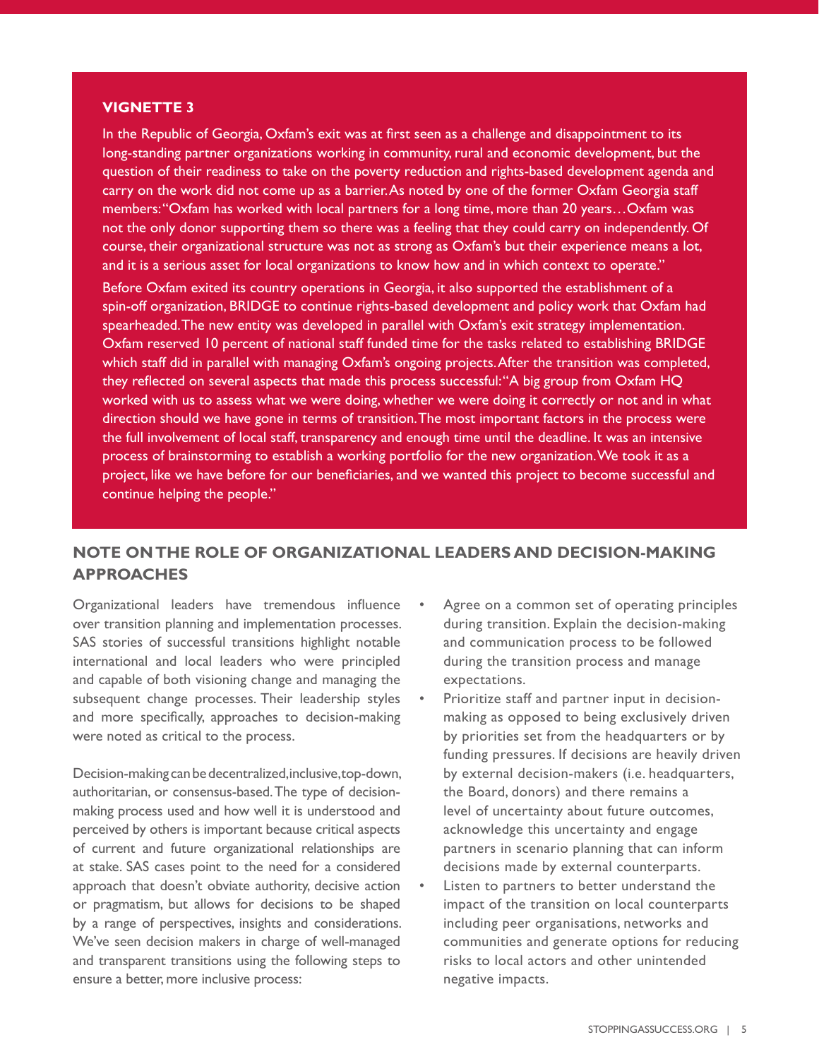**VIGNETTE 3**

In the Republic of Georgia, Oxfam's exit was at first seen as a challenge and disappointment to its long-standing partner organizations working in community, rural and economic development, but the question of their readiness to take on the poverty reduction and rights-based development agenda and carry on the work did not come up as a barrier. As noted by one of the former Oxfam Georgia staff members: "Oxfam has worked with local partners for a long time, more than 20 years…Oxfam was not the only donor supporting them so there was a feeling that they could carry on independently. Of course, their organizational structure was not as strong as Oxfam's but their experience means a lot, and it is a serious asset for local organizations to know how and in which context to operate."

Before Oxfam exited its country operations in Georgia, it also supported the establishment of a spin-off organization, BRIDGE to continue rights-based development and policy work that Oxfam had spearheaded. The new entity was developed in parallel with Oxfam's exit strategy implementation. Oxfam reserved 10 percent of national staff funded time for the tasks related to establishing BRIDGE which staff did in parallel with managing Oxfam's ongoing projects. After the transition was completed, they reflected on several aspects that made this process successful: "A big group from Oxfam HQ worked with us to assess what we were doing, whether we were doing it correctly or not and in what direction should we have gone in terms of transition. The most important factors in the process were the full involvement of local staff, transparency and enough time until the deadline. It was an intensive process of brainstorming to establish a working portfolio for the new organization. We took it as a project, like we have before for our beneficiaries, and we wanted this project to become successful and continue helping the people."

## NOTE ON THE ROLE OF ORGANIZATIONAL LEADERS AND DECISION-MAKING APPROACHES

Organizational leaders have tremendous influence over transition planning and implementation processes. SAS stories of successful transitions highlight notable international and local leaders who were principled and capable of both visioning change and managing the subsequent change processes. Their leadership styles and more specifically, approaches to decision-making were noted as critical to the process.

Decision-making can be decentralized, inclusive, top-down, authoritarian, or consensus-based. The type of decision-making process used and how well it is understood and perceived by others is important because critical aspects of current and future organizational relationships are at stake. SAS cases point to the need for a considered approach that doesn't obviate authority, decisive action or pragmatism, but allows for decisions to be shaped by a range of perspectives, insights and considerations. We've seen decision makers in charge of well-managed and transparent transitions using the following steps to ensure a better, more inclusive process:

- Agree on a common set of operating principles during transition. Explain the decision-making and communication process to be followed during the transition process and manage expectations.
- Prioritize staff and partner input in decision-making as opposed to being exclusively driven by priorities set from the headquarters or by funding pressures. If decisions are heavily driven by external decision-makers (i.e. headquarters, the Board, donors) and there remains a level of uncertainty about future outcomes, acknowledge this uncertainty and engage partners in scenario planning that can inform decisions made by external counterparts.
- Listen to partners to better understand the impact of the transition on local counterparts including peer organisations, networks and communities and generate options for reducing risks to local actors and other unintended negative impacts.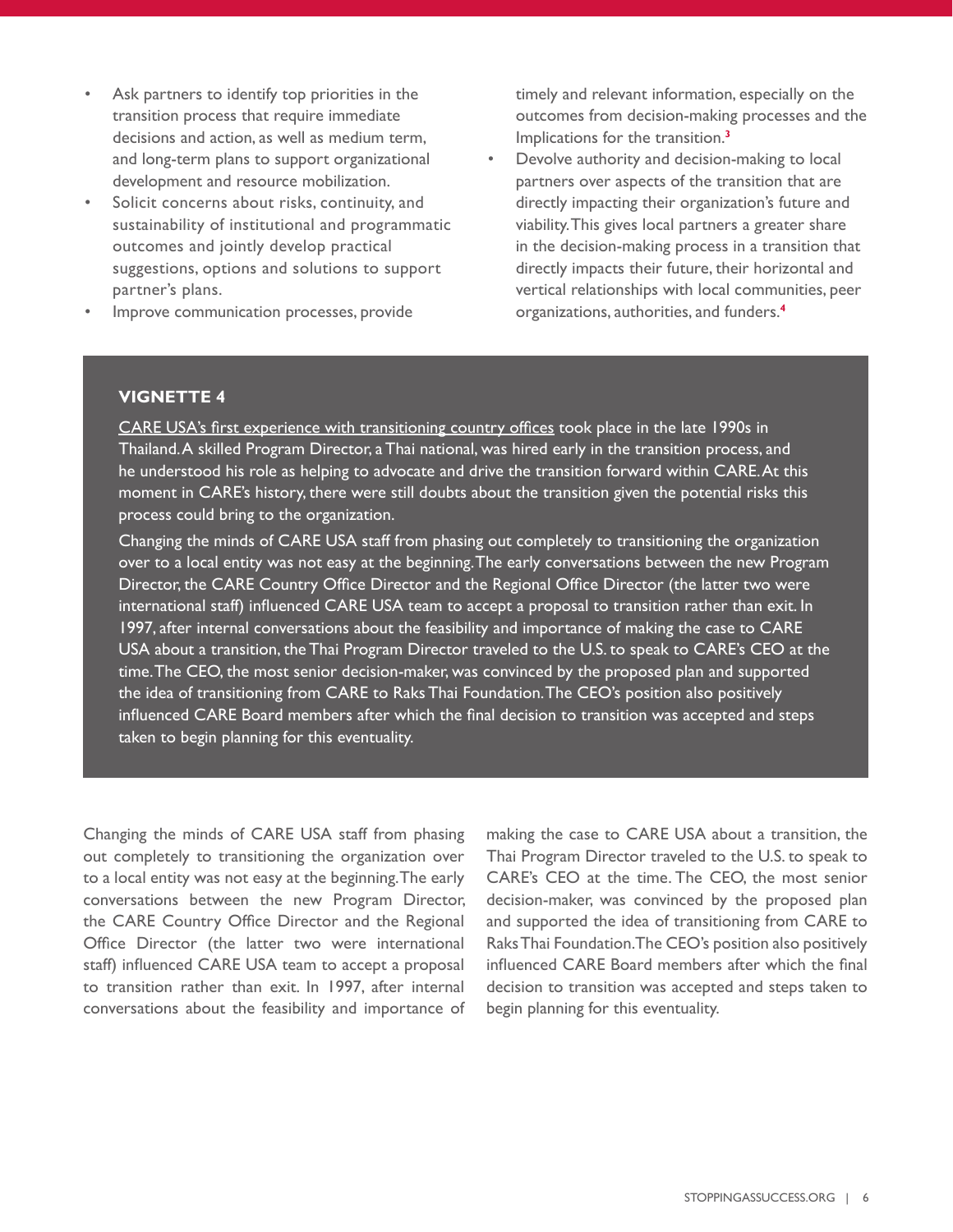- Ask partners to identify top priorities in the transition process that require immediate decisions and action, as well as medium term, and long-term plans to support organizational development and resource mobilization.
- Solicit concerns about risks, continuity, and sustainability of institutional and programmatic outcomes and jointly develop practical suggestions, options and solutions to support partner's plans.
- Improve communication processes, provide timely and relevant information, especially on the outcomes from decision-making processes and the Implications for the transition.[3]
- Devolve authority and decision-making to local partners over aspects of the transition that are directly impacting their organization's future and viability. This gives local partners a greater share in the decision-making process in a transition that directly impacts their future, their horizontal and vertical relationships with local communities, peer organizations, authorities, and funders.[4]

**VIGNETTE 4**

CARE USA's first experience with transitioning country offices took place in the late 1990s in Thailand. A skilled Program Director, a Thai national, was hired early in the transition process, and he understood his role as helping to advocate and drive the transition forward within CARE. At this moment in CARE's history, there were still doubts about the transition given the potential risks this process could bring to the organization.

Changing the minds of CARE USA staff from phasing out completely to transitioning the organization over to a local entity was not easy at the beginning. The early conversations between the new Program Director, the CARE Country Office Director and the Regional Office Director (the latter two were international staff) influenced CARE USA team to accept a proposal to transition rather than exit. In 1997, after internal conversations about the feasibility and importance of making the case to CARE USA about a transition, the Thai Program Director traveled to the U.S. to speak to CARE's CEO at the time. The CEO, the most senior decision-maker, was convinced by the proposed plan and supported the idea of transitioning from CARE to Raks Thai Foundation. The CEO's position also positively influenced CARE Board members after which the final decision to transition was accepted and steps taken to begin planning for this eventuality.

Changing the minds of CARE USA staff from phasing out completely to transitioning the organization over to a local entity was not easy at the beginning. The early conversations between the new Program Director, the CARE Country Office Director and the Regional Office Director (the latter two were international staff) influenced CARE USA team to accept a proposal to transition rather than exit. In 1997, after internal conversations about the feasibility and importance of making the case to CARE USA about a transition, the Thai Program Director traveled to the U.S. to speak to CARE's CEO at the time. The CEO, the most senior decision-maker, was convinced by the proposed plan and supported the idea of transitioning from CARE to Raks Thai Foundation. The CEO's position also positively influenced CARE Board members after which the final decision to transition was accepted and steps taken to begin planning for this eventuality.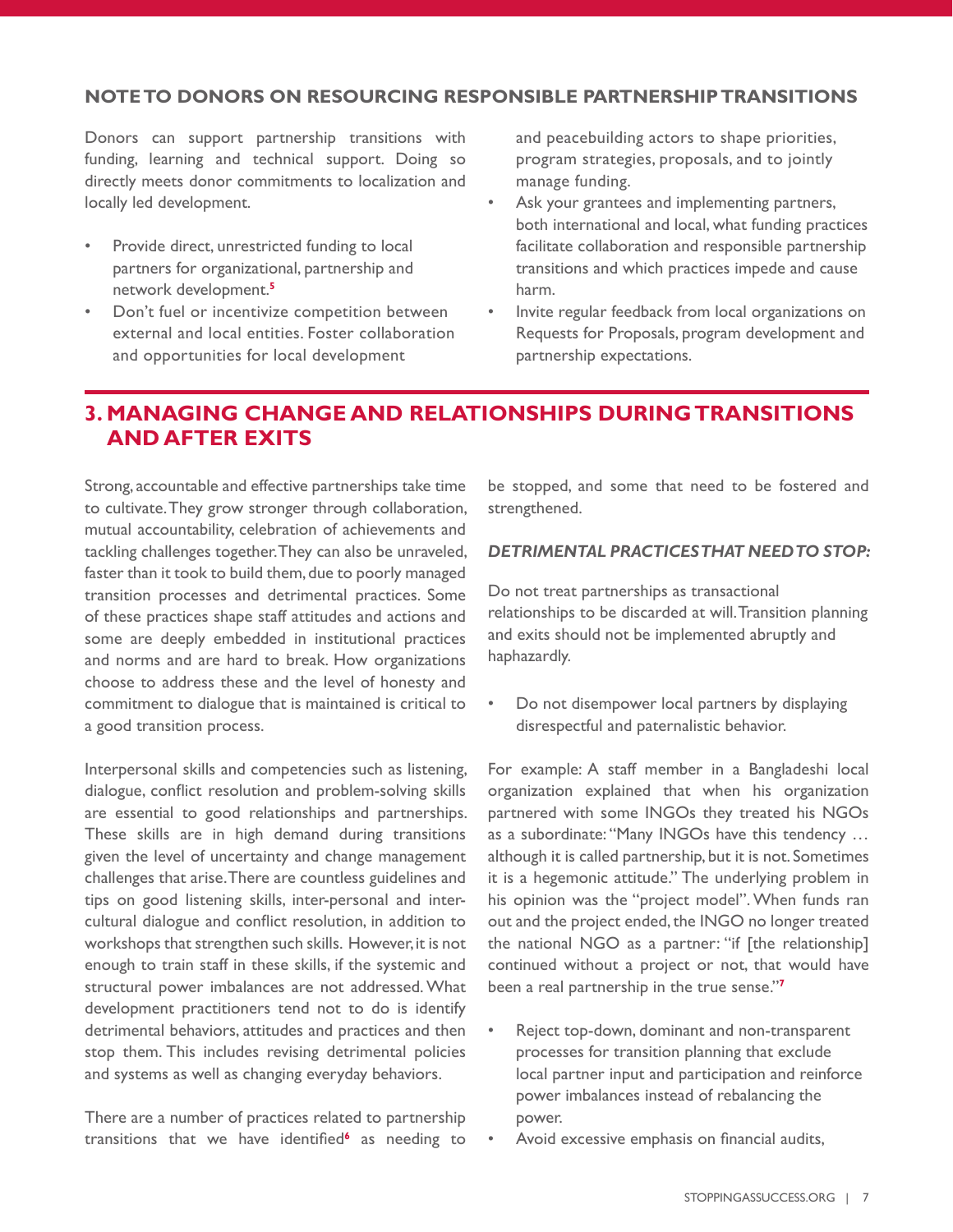### NOTE TO DONORS ON RESOURCING RESPONSIBLE PARTNERSHIP TRANSITIONS

Donors can support partnership transitions with funding, learning and technical support. Doing so directly meets donor commitments to localization and locally led development.

- Provide direct, unrestricted funding to local partners for organizational, partnership and network development.[5]
- Don't fuel or incentivize competition between external and local entities. Foster collaboration and opportunities for local development and peacebuilding actors to shape priorities, program strategies, proposals, and to jointly manage funding.
- Ask your grantees and implementing partners, both international and local, what funding practices facilitate collaboration and responsible partnership transitions and which practices impede and cause harm.
- Invite regular feedback from local organizations on Requests for Proposals, program development and partnership expectations.

## 3. MANAGING CHANGE AND RELATIONSHIPS DURING TRANSITIONS AND AFTER EXITS

Strong, accountable and effective partnerships take time to cultivate. They grow stronger through collaboration, mutual accountability, celebration of achievements and tackling challenges together. They can also be unraveled, faster than it took to build them, due to poorly managed transition processes and detrimental practices. Some of these practices shape staff attitudes and actions and some are deeply embedded in institutional practices and norms and are hard to break. How organizations choose to address these and the level of honesty and commitment to dialogue that is maintained is critical to a good transition process.

Interpersonal skills and competencies such as listening, dialogue, conflict resolution and problem-solving skills are essential to good relationships and partnerships. These skills are in high demand during transitions given the level of uncertainty and change management challenges that arise. There are countless guidelines and tips on good listening skills, inter-personal and inter-cultural dialogue and conflict resolution, in addition to workshops that strengthen such skills. However, it is not enough to train staff in these skills, if the systemic and structural power imbalances are not addressed. What development practitioners tend not to do is identify detrimental behaviors, attitudes and practices and then stop them. This includes revising detrimental policies and systems as well as changing everyday behaviors.

There are a number of practices related to partnership transitions that we have identified[6] as needing to be stopped, and some that need to be fostered and strengthened.

### *DETRIMENTAL PRACTICES THAT NEED TO STOP:*

Do not treat partnerships as transactional relationships to be discarded at will. Transition planning and exits should not be implemented abruptly and haphazardly.

- Do not disempower local partners by displaying disrespectful and paternalistic behavior.

For example: A staff member in a Bangladeshi local organization explained that when his organization partnered with some INGOs they treated his NGOs as a subordinate: "Many INGOs have this tendency … although it is called partnership, but it is not. Sometimes it is a hegemonic attitude." The underlying problem in his opinion was the "project model". When funds ran out and the project ended, the INGO no longer treated the national NGO as a partner: "if [the relationship] continued without a project or not, that would have been a real partnership in the true sense."[7]

- Reject top-down, dominant and non-transparent processes for transition planning that exclude local partner input and participation and reinforce power imbalances instead of rebalancing the power.
- Avoid excessive emphasis on financial audits,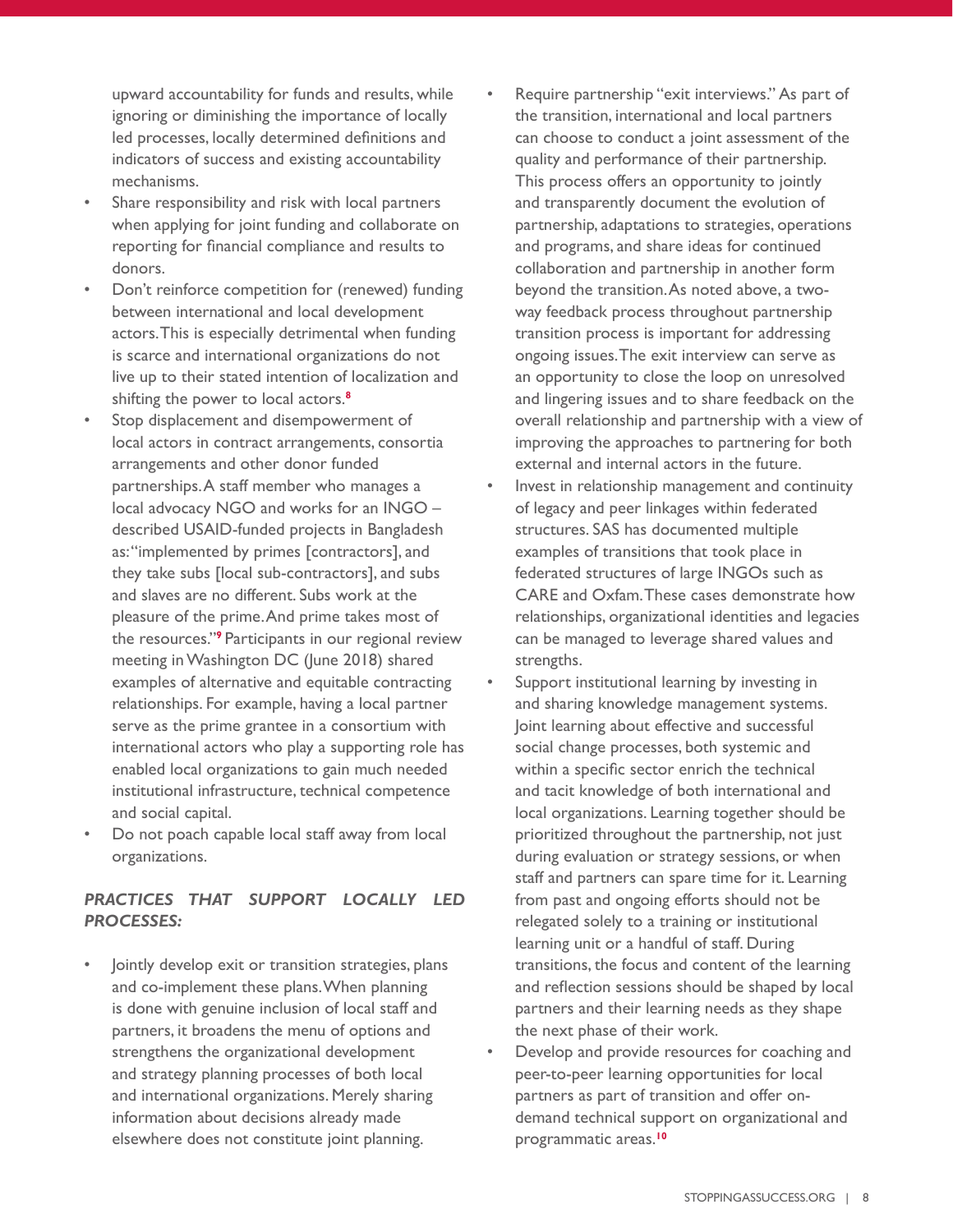upward accountability for funds and results, while ignoring or diminishing the importance of locally led processes, locally determined definitions and indicators of success and existing accountability mechanisms.

- Share responsibility and risk with local partners when applying for joint funding and collaborate on reporting for financial compliance and results to donors.
- Don't reinforce competition for (renewed) funding between international and local development actors. This is especially detrimental when funding is scarce and international organizations do not live up to their stated intention of localization and shifting the power to local actors.[8]
- Stop displacement and disempowerment of local actors in contract arrangements, consortia arrangements and other donor funded partnerships. A staff member who manages a local advocacy NGO and works for an INGO – described USAID-funded projects in Bangladesh as: "implemented by primes [contractors], and they take subs [local sub-contractors], and subs and slaves are no different. Subs work at the pleasure of the prime. And prime takes most of the resources."[9] Participants in our regional review meeting in Washington DC (June 2018) shared examples of alternative and equitable contracting relationships. For example, having a local partner serve as the prime grantee in a consortium with international actors who play a supporting role has enabled local organizations to gain much needed institutional infrastructure, technical competence and social capital.
- Do not poach capable local staff away from local organizations.

***PRACTICES THAT SUPPORT LOCALLY LED PROCESSES:***

- Jointly develop exit or transition strategies, plans and co-implement these plans. When planning is done with genuine inclusion of local staff and partners, it broadens the menu of options and strengthens the organizational development and strategy planning processes of both local and international organizations. Merely sharing information about decisions already made elsewhere does not constitute joint planning.
- Require partnership "exit interviews." As part of the transition, international and local partners can choose to conduct a joint assessment of the quality and performance of their partnership. This process offers an opportunity to jointly and transparently document the evolution of partnership, adaptations to strategies, operations and programs, and share ideas for continued collaboration and partnership in another form beyond the transition. As noted above, a two-way feedback process throughout partnership transition process is important for addressing ongoing issues. The exit interview can serve as an opportunity to close the loop on unresolved and lingering issues and to share feedback on the overall relationship and partnership with a view of improving the approaches to partnering for both external and internal actors in the future.
- Invest in relationship management and continuity of legacy and peer linkages within federated structures. SAS has documented multiple examples of transitions that took place in federated structures of large INGOs such as CARE and Oxfam. These cases demonstrate how relationships, organizational identities and legacies can be managed to leverage shared values and strengths.
- Support institutional learning by investing in and sharing knowledge management systems. Joint learning about effective and successful social change processes, both systemic and within a specific sector enrich the technical and tacit knowledge of both international and local organizations. Learning together should be prioritized throughout the partnership, not just during evaluation or strategy sessions, or when staff and partners can spare time for it. Learning from past and ongoing efforts should not be relegated solely to a training or institutional learning unit or a handful of staff. During transitions, the focus and content of the learning and reflection sessions should be shaped by local partners and their learning needs as they shape the next phase of their work.
- Develop and provide resources for coaching and peer-to-peer learning opportunities for local partners as part of transition and offer on-demand technical support on organizational and programmatic areas.[10]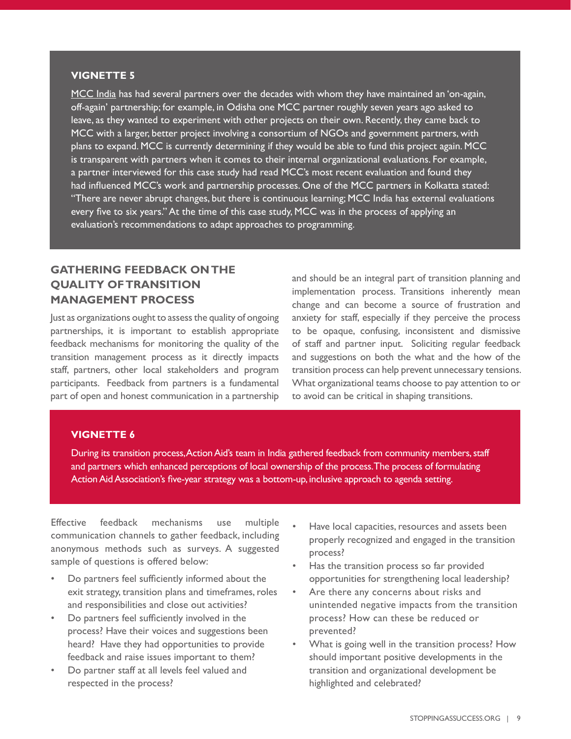**VIGNETTE 5**

MCC India has had several partners over the decades with whom they have maintained an 'on-again, off-again' partnership; for example, in Odisha one MCC partner roughly seven years ago asked to leave, as they wanted to experiment with other projects on their own. Recently, they came back to MCC with a larger, better project involving a consortium of NGOs and government partners, with plans to expand. MCC is currently determining if they would be able to fund this project again. MCC is transparent with partners when it comes to their internal organizational evaluations. For example, a partner interviewed for this case study had read MCC's most recent evaluation and found they had influenced MCC's work and partnership processes. One of the MCC partners in Kolkatta stated: "There are never abrupt changes, but there is continuous learning; MCC India has external evaluations every five to six years." At the time of this case study, MCC was in the process of applying an evaluation's recommendations to adapt approaches to programming.

## GATHERING FEEDBACK ON THE QUALITY OF TRANSITION MANAGEMENT PROCESS

Just as organizations ought to assess the quality of ongoing partnerships, it is important to establish appropriate feedback mechanisms for monitoring the quality of the transition management process as it directly impacts staff, partners, other local stakeholders and program participants. Feedback from partners is a fundamental part of open and honest communication in a partnership and should be an integral part of transition planning and implementation process. Transitions inherently mean change and can become a source of frustration and anxiety for staff, especially if they perceive the process to be opaque, confusing, inconsistent and dismissive of staff and partner input. Soliciting regular feedback and suggestions on both the what and the how of the transition process can help prevent unnecessary tensions. What organizational teams choose to pay attention to or to avoid can be critical in shaping transitions.

**VIGNETTE 6**

During its transition process, Action Aid's team in India gathered feedback from community members, staff and partners which enhanced perceptions of local ownership of the process. The process of formulating Action Aid Association's five-year strategy was a bottom-up, inclusive approach to agenda setting.

Effective feedback mechanisms use multiple communication channels to gather feedback, including anonymous methods such as surveys. A suggested sample of questions is offered below:

- Do partners feel sufficiently informed about the exit strategy, transition plans and timeframes, roles and responsibilities and close out activities?
- Do partners feel sufficiently involved in the process? Have their voices and suggestions been heard? Have they had opportunities to provide feedback and raise issues important to them?
- Do partner staff at all levels feel valued and respected in the process?
- Have local capacities, resources and assets been properly recognized and engaged in the transition process?
- Has the transition process so far provided opportunities for strengthening local leadership?
- Are there any concerns about risks and unintended negative impacts from the transition process? How can these be reduced or prevented?
- What is going well in the transition process? How should important positive developments in the transition and organizational development be highlighted and celebrated?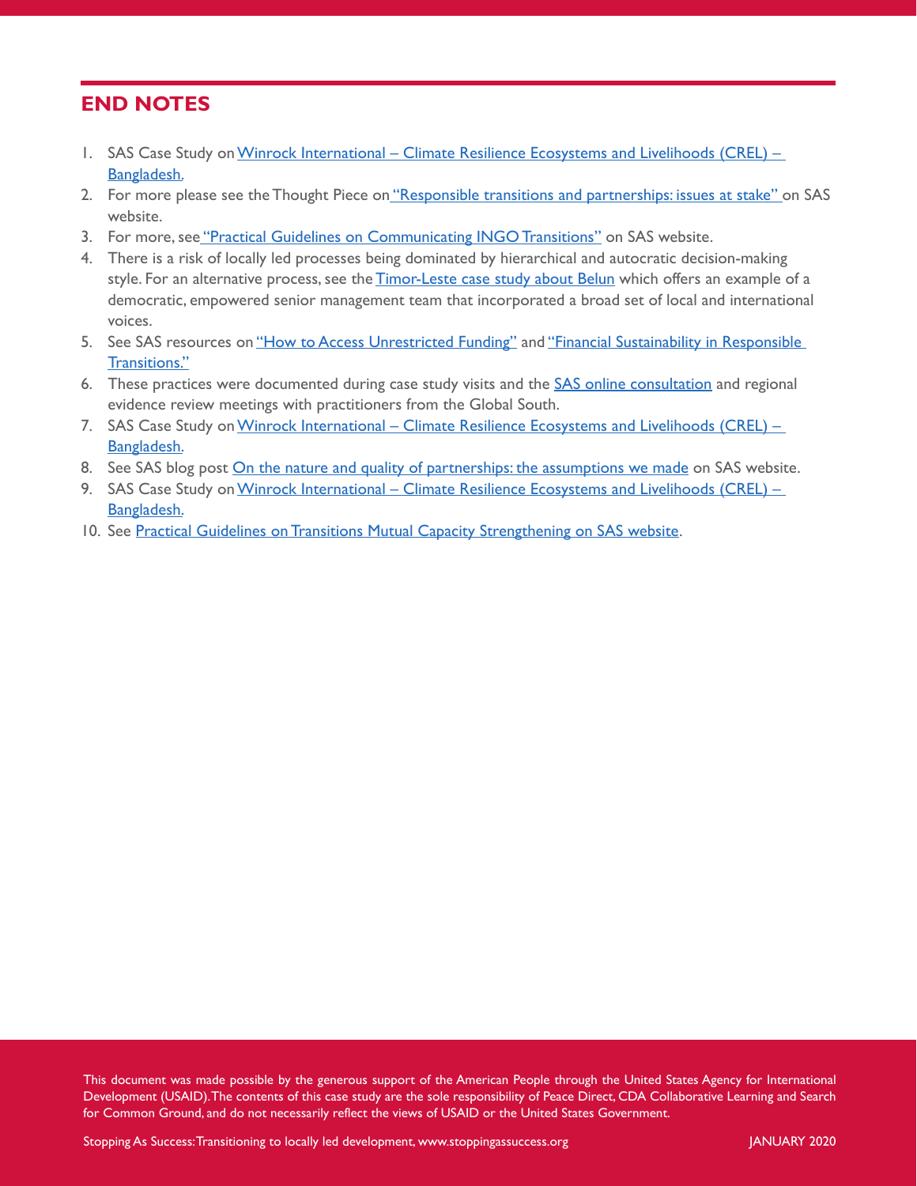## END NOTES

1. SAS Case Study on Winrock International – Climate Resilience Ecosystems and Livelihoods (CREL) – Bangladesh.
2. For more please see the Thought Piece on "Responsible transitions and partnerships: issues at stake" on SAS website.
3. For more, see "Practical Guidelines on Communicating INGO Transitions" on SAS website.
4. There is a risk of locally led processes being dominated by hierarchical and autocratic decision-making style. For an alternative process, see the Timor-Leste case study about Belun which offers an example of a democratic, empowered senior management team that incorporated a broad set of local and international voices.
5. See SAS resources on "How to Access Unrestricted Funding" and "Financial Sustainability in Responsible Transitions."
6. These practices were documented during case study visits and the SAS online consultation and regional evidence review meetings with practitioners from the Global South.
7. SAS Case Study on Winrock International – Climate Resilience Ecosystems and Livelihoods (CREL) – Bangladesh.
8. See SAS blog post On the nature and quality of partnerships: the assumptions we made on SAS website.
9. SAS Case Study on Winrock International – Climate Resilience Ecosystems and Livelihoods (CREL) – Bangladesh.
10. See Practical Guidelines on Transitions Mutual Capacity Strengthening on SAS website.

This document was made possible by the generous support of the American People through the United States Agency for International Development (USAID). The contents of this case study are the sole responsibility of Peace Direct, CDA Collaborative Learning and Search for Common Ground, and do not necessarily reflect the views of USAID or the United States Government.

Stopping As Success: Transitioning to locally led development, www.stoppingassuccess.org

JANUARY 2020